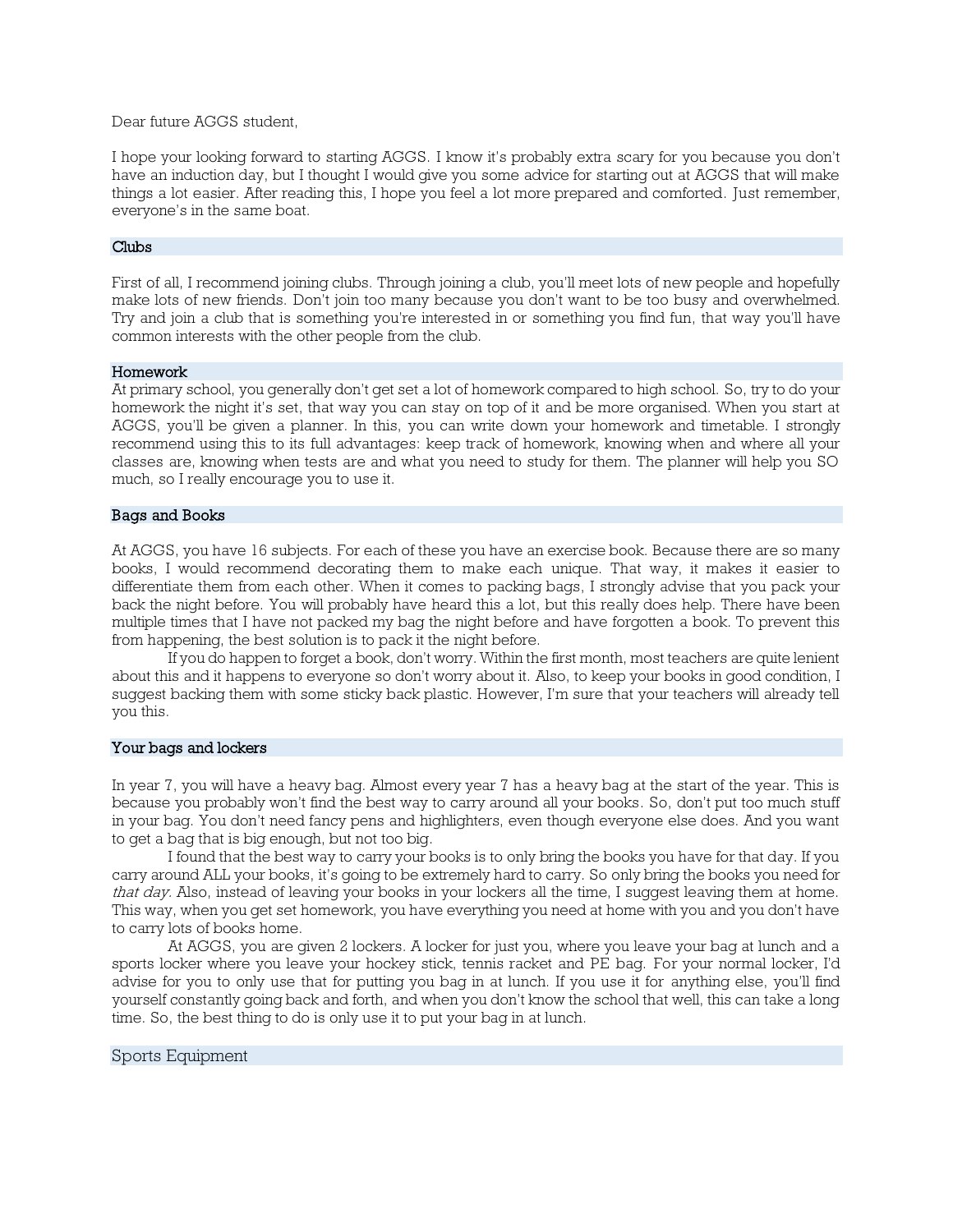Dear future AGGS student,

I hope your looking forward to starting AGGS. I know it's probably extra scary for you because you don't have an induction day, but I thought I would give you some advice for starting out at AGGS that will make things a lot easier. After reading this, I hope you feel a lot more prepared and comforted. Just remember, everyone's in the same boat.

## Clubs

First of all, I recommend joining clubs. Through joining a club, you'll meet lots of new people and hopefully make lots of new friends. Don't join too many because you don't want to be too busy and overwhelmed. Try and join a club that is something you're interested in or something you find fun, that way you'll have common interests with the other people from the club.

## Homework

At primary school, you generally don't get set a lot of homework compared to high school. So, try to do your homework the night it's set, that way you can stay on top of it and be more organised. When you start at AGGS, you'll be given a planner. In this, you can write down your homework and timetable. I strongly recommend using this to its full advantages: keep track of homework, knowing when and where all your classes are, knowing when tests are and what you need to study for them. The planner will help you SO much, so I really encourage you to use it.

## Bags and Books

At AGGS, you have 16 subjects. For each of these you have an exercise book. Because there are so many books, I would recommend decorating them to make each unique. That way, it makes it easier to differentiate them from each other. When it comes to packing bags, I strongly advise that you pack your back the night before. You will probably have heard this a lot, but this really does help. There have been multiple times that I have not packed my bag the night before and have forgotten a book. To prevent this from happening, the best solution is to pack it the night before.

If you do happen to forget a book, don't worry. Within the first month, most teachers are quite lenient about this and it happens to everyone so don't worry about it. Also, to keep your books in good condition, I suggest backing them with some sticky back plastic. However, I'm sure that your teachers will already tell you this.

## Your bags and lockers

In year 7, you will have a heavy bag. Almost every year 7 has a heavy bag at the start of the year. This is because you probably won't find the best way to carry around all your books. So, don't put too much stuff in your bag. You don't need fancy pens and highlighters, even though everyone else does. And you want to get a bag that is big enough, but not too big.

I found that the best way to carry your books is to only bring the books you have for that day. If you carry around ALL your books, it's going to be extremely hard to carry. So only bring the books you need for *that day*. Also, instead of leaving your books in your lockers all the time, I suggest leaving them at home. This way, when you get set homework, you have everything you need at home with you and you don't have to carry lots of books home.

At AGGS, you are given 2 lockers. A locker for just you, where you leave your bag at lunch and a sports locker where you leave your hockey stick, tennis racket and PE bag. For your normal locker, I'd advise for you to only use that for putting you bag in at lunch. If you use it for anything else, you'll find yourself constantly going back and forth, and when you don't know the school that well, this can take a long time. So, the best thing to do is only use it to put your bag in at lunch.

## Sports Equipment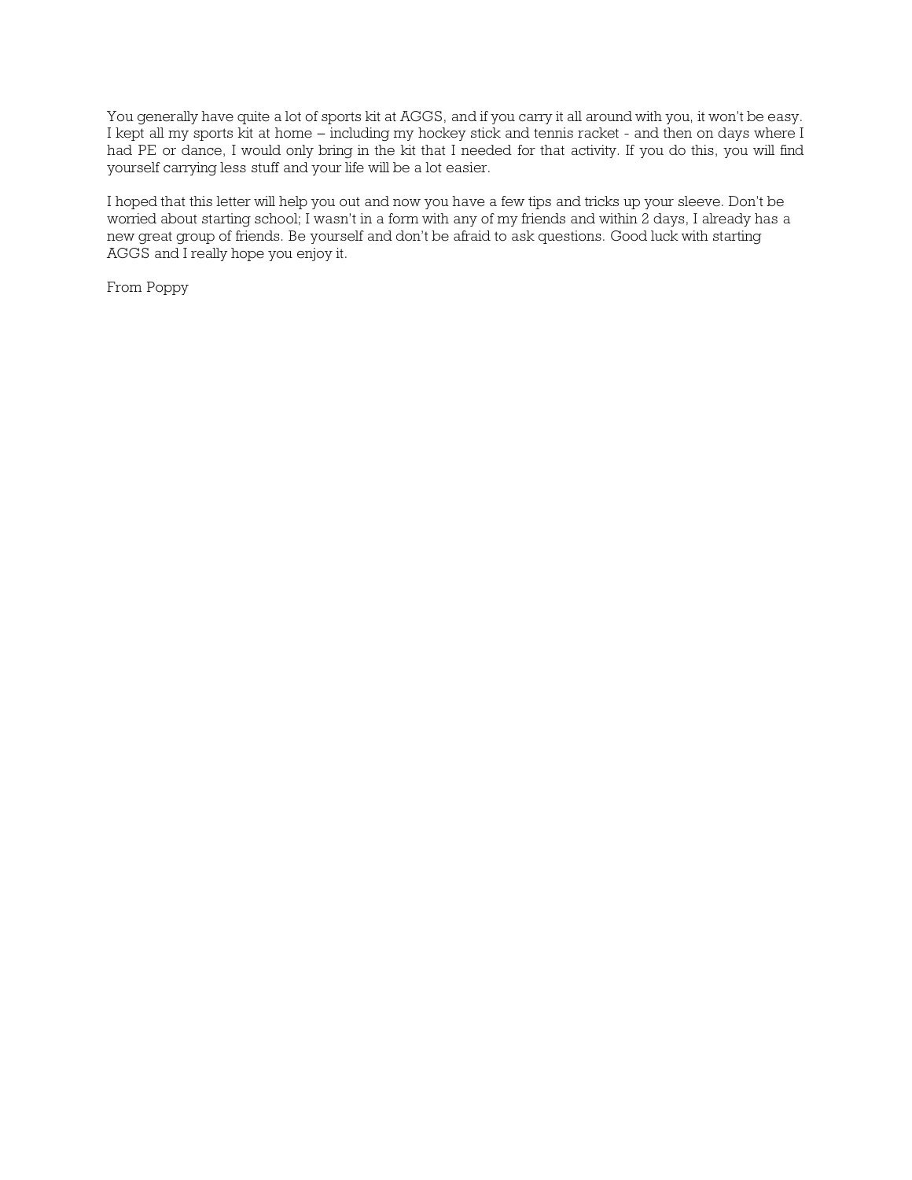You generally have quite a lot of sports kit at AGGS, and if you carry it all around with you, it won't be easy. I kept all my sports kit at home – including my hockey stick and tennis racket - and then on days where I had PE or dance, I would only bring in the kit that I needed for that activity. If you do this, you will find yourself carrying less stuff and your life will be a lot easier.

I hoped that this letter will help you out and now you have a few tips and tricks up your sleeve. Don't be worried about starting school; I wasn't in a form with any of my friends and within 2 days, I already has a new great group of friends. Be yourself and don't be afraid to ask questions. Good luck with starting AGGS and I really hope you enjoy it.

From Poppy